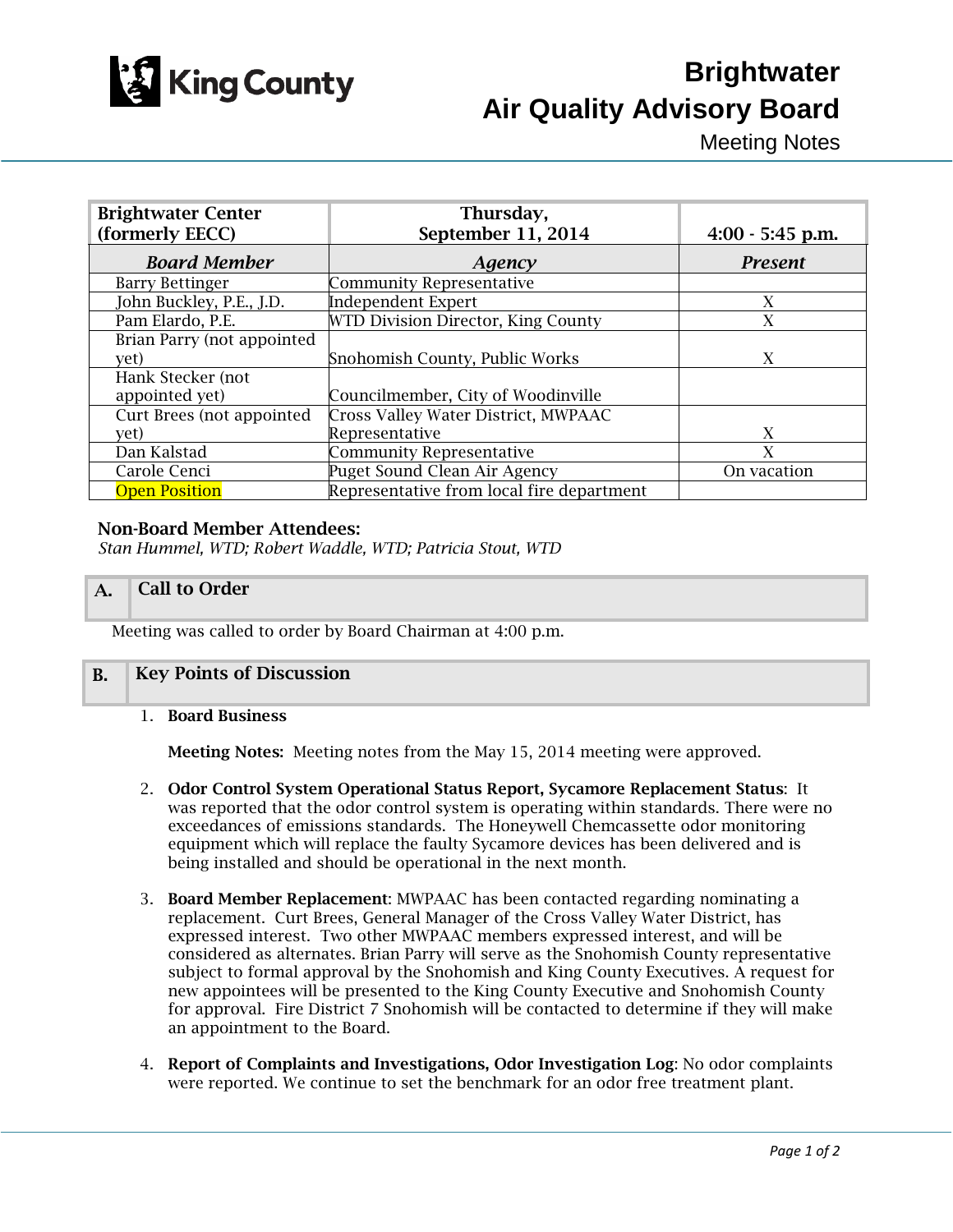King County

# Brightwater Air Quality Advisory Board

Meeting Notes

| Brightwater Center (formerly EECC) | Thursday, September 11, 2014 | 4:00 - 5:45 p.m. |
|---|---|---|
| ***Board Member*** | ***Agency*** | ***Present*** |
| Barry Bettinger | Community Representative | |
| John Buckley, P.E., J.D. | Independent Expert | X |
| Pam Elardo, P.E. | WTD Division Director, King County | X |
| Brian Parry (not appointed yet) | Snohomish County, Public Works | X |
| Hank Stecker (not appointed yet) | Councilmember, City of Woodinville | |
| Curt Brees (not appointed yet) | Cross Valley Water District, MWPAAC Representative | X |
| Dan Kalstad | Community Representative | X |
| Carole Cenci | Puget Sound Clean Air Agency | On vacation |
| Open Position | Representative from local fire department | |

**Non-Board Member Attendees:**

*Stan Hummel, WTD; Robert Waddle, WTD; Patricia Stout, WTD*

## A. Call to Order

Meeting was called to order by Board Chairman at 4:00 p.m.

## B. Key Points of Discussion

1. **Board Business**

   **Meeting Notes:** Meeting notes from the May 15, 2014 meeting were approved.

2. **Odor Control System Operational Status Report, Sycamore Replacement Status**: It was reported that the odor control system is operating within standards. There were no exceedances of emissions standards. The Honeywell Chemcassette odor monitoring equipment which will replace the faulty Sycamore devices has been delivered and is being installed and should be operational in the next month.

3. **Board Member Replacement**: MWPAAC has been contacted regarding nominating a replacement. Curt Brees, General Manager of the Cross Valley Water District, has expressed interest. Two other MWPAAC members expressed interest, and will be considered as alternates. Brian Parry will serve as the Snohomish County representative subject to formal approval by the Snohomish and King County Executives. A request for new appointees will be presented to the King County Executive and Snohomish County for approval. Fire District 7 Snohomish will be contacted to determine if they will make an appointment to the Board.

4. **Report of Complaints and Investigations, Odor Investigation Log**: No odor complaints were reported. We continue to set the benchmark for an odor free treatment plant.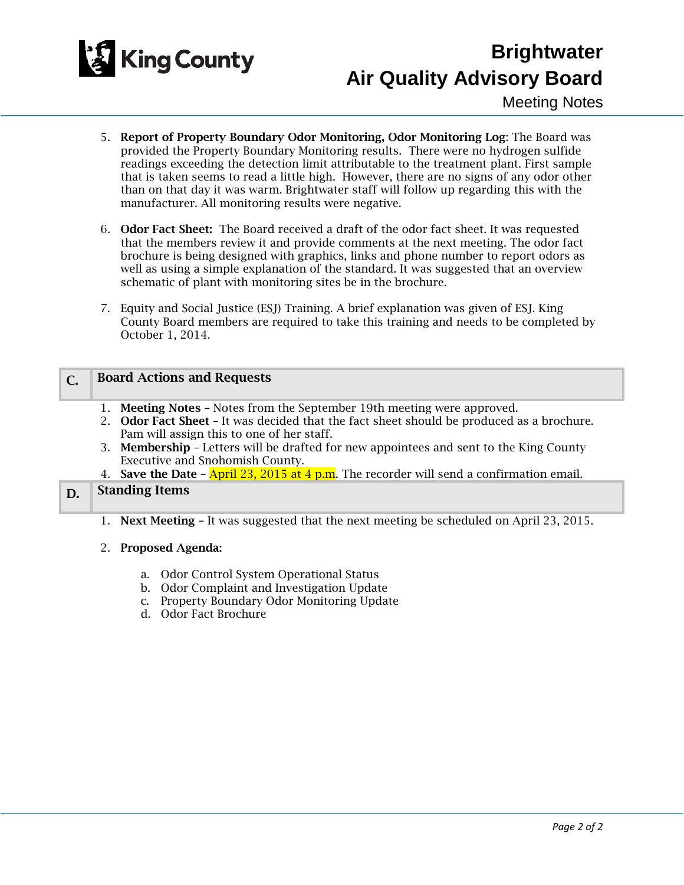5. **Report of Property Boundary Odor Monitoring, Odor Monitoring Log**: The Board was provided the Property Boundary Monitoring results. There were no hydrogen sulfide readings exceeding the detection limit attributable to the treatment plant. First sample that is taken seems to read a little high. However, there are no signs of any odor other than on that day it was warm. Brightwater staff will follow up regarding this with the manufacturer. All monitoring results were negative.

6. **Odor Fact Sheet:** The Board received a draft of the odor fact sheet. It was requested that the members review it and provide comments at the next meeting. The odor fact brochure is being designed with graphics, links and phone number to report odors as well as using a simple explanation of the standard. It was suggested that an overview schematic of plant with monitoring sites be in the brochure.

7. Equity and Social Justice (ESJ) Training. A brief explanation was given of ESJ. King County Board members are required to take this training and needs to be completed by October 1, 2014.

## C. Board Actions and Requests

1. **Meeting Notes** – Notes from the September 19th meeting were approved.
2. **Odor Fact Sheet** – It was decided that the fact sheet should be produced as a brochure. Pam will assign this to one of her staff.
3. **Membership** – Letters will be drafted for new appointees and sent to the King County Executive and Snohomish County.
4. **Save the Date** – April 23, 2015 at 4 p.m. The recorder will send a confirmation email.

## D. Standing Items

1. **Next Meeting** – It was suggested that the next meeting be scheduled on April 23, 2015.

2. **Proposed Agenda:**

   a. Odor Control System Operational Status
   b. Odor Complaint and Investigation Update
   c. Property Boundary Odor Monitoring Update
   d. Odor Fact Brochure